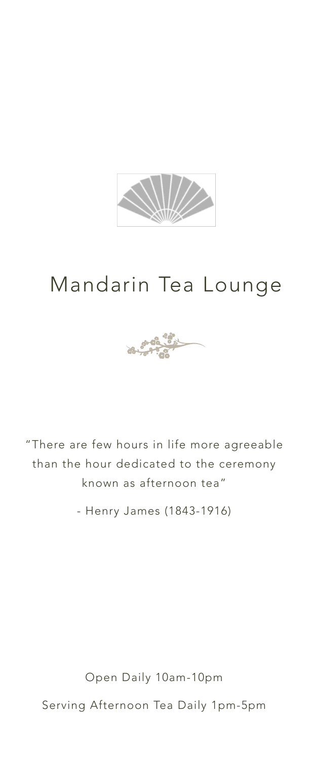# Mandarin Tea Lounge

"There are few hours in life more agreeable than the hour dedicated to the ceremony known as afternoon tea"

- Henry James (1843-1916)

Open Daily 10am-10pm

Serving Afternoon Tea Daily 1pm-5pm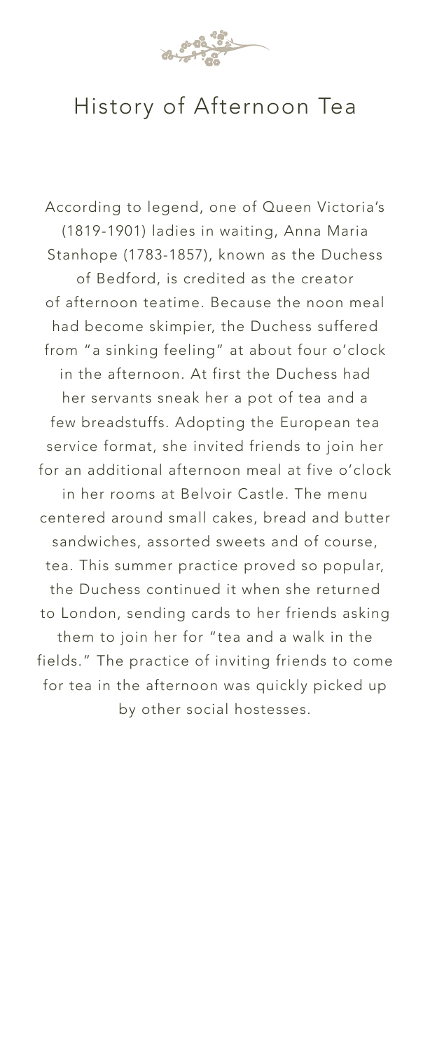# History of Afternoon Tea

According to legend, one of Queen Victoria's (1819-1901) ladies in waiting, Anna Maria Stanhope (1783-1857), known as the Duchess of Bedford, is credited as the creator of afternoon teatime. Because the noon meal had become skimpier, the Duchess suffered from "a sinking feeling" at about four o'clock in the afternoon. At first the Duchess had her servants sneak her a pot of tea and a few breadstuffs. Adopting the European tea service format, she invited friends to join her for an additional afternoon meal at five o'clock in her rooms at Belvoir Castle. The menu centered around small cakes, bread and butter sandwiches, assorted sweets and of course, tea. This summer practice proved so popular, the Duchess continued it when she returned to London, sending cards to her friends asking them to join her for "tea and a walk in the fields." The practice of inviting friends to come for tea in the afternoon was quickly picked up by other social hostesses.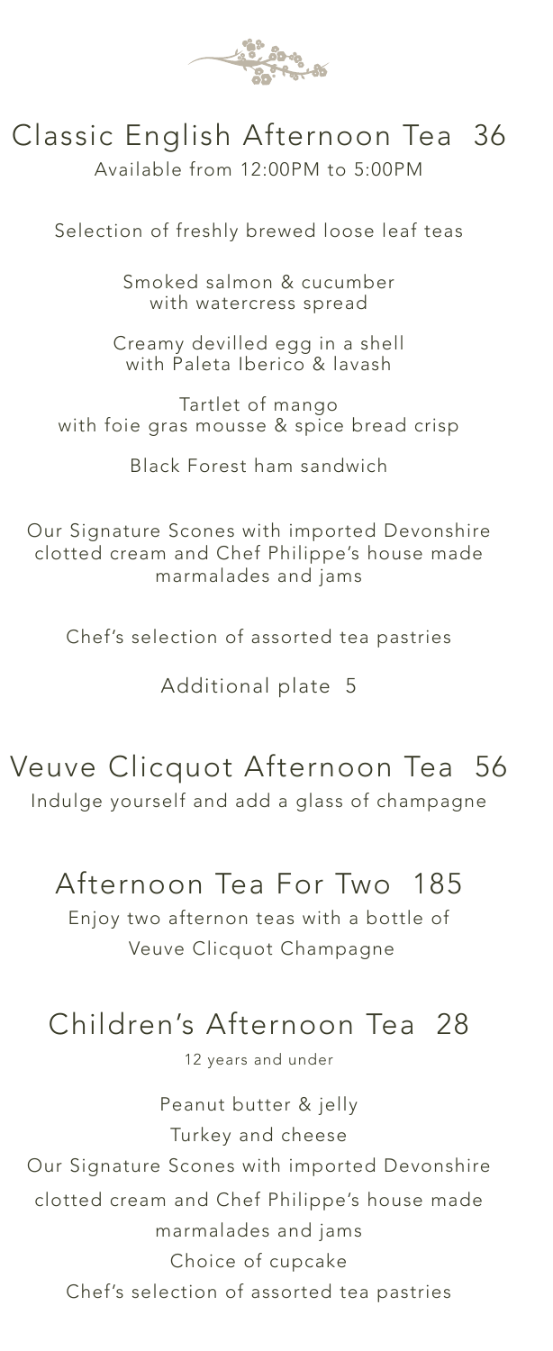## Classic English Afternoon Tea 36

Available from 12:00PM to 5:00PM

Selection of freshly brewed loose leaf teas

Smoked salmon & cucumber
with watercress spread

Creamy devilled egg in a shell
with Paleta Iberico & lavash

Tartlet of mango
with foie gras mousse & spice bread crisp

Black Forest ham sandwich

Our Signature Scones with imported Devonshire clotted cream and Chef Philippe's house made marmalades and jams

Chef's selection of assorted tea pastries

Additional plate 5

## Veuve Clicquot Afternoon Tea 56

Indulge yourself and add a glass of champagne

## Afternoon Tea For Two 185

Enjoy two afternon teas with a bottle of Veuve Clicquot Champagne

## Children's Afternoon Tea 28

12 years and under

Peanut butter & jelly

Turkey and cheese

Our Signature Scones with imported Devonshire clotted cream and Chef Philippe's house made marmalades and jams

Choice of cupcake

Chef's selection of assorted tea pastries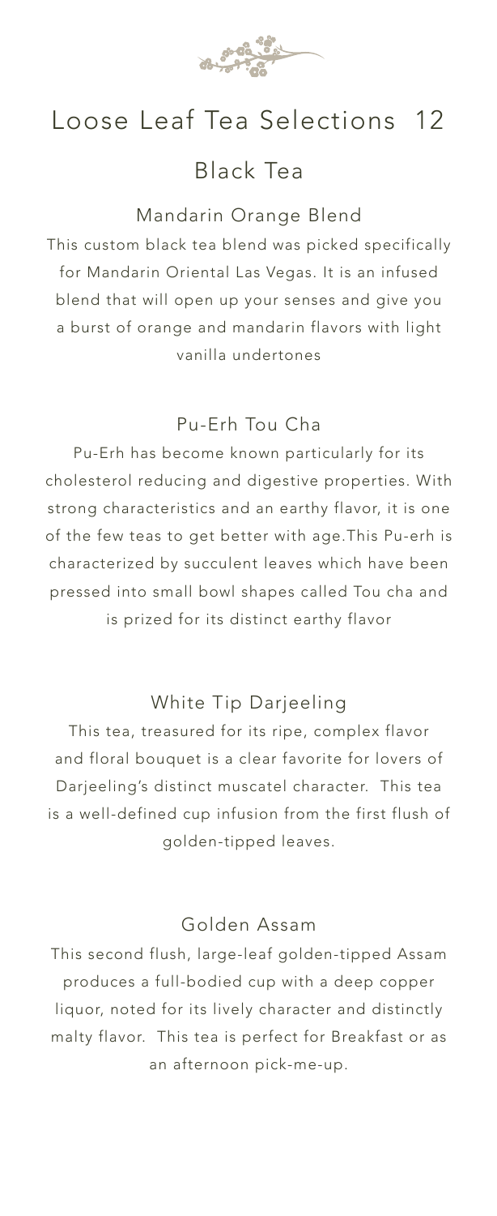# Loose Leaf Tea Selections 12

## Black Tea

### Mandarin Orange Blend

This custom black tea blend was picked specifically for Mandarin Oriental Las Vegas. It is an infused blend that will open up your senses and give you a burst of orange and mandarin flavors with light vanilla undertones

### Pu-Erh Tou Cha

Pu-Erh has become known particularly for its cholesterol reducing and digestive properties. With strong characteristics and an earthy flavor, it is one of the few teas to get better with age.This Pu-erh is characterized by succulent leaves which have been pressed into small bowl shapes called Tou cha and is prized for its distinct earthy flavor

### White Tip Darjeeling

This tea, treasured for its ripe, complex flavor and floral bouquet is a clear favorite for lovers of Darjeeling's distinct muscatel character. This tea is a well-defined cup infusion from the first flush of golden-tipped leaves.

### Golden Assam

This second flush, large-leaf golden-tipped Assam produces a full-bodied cup with a deep copper liquor, noted for its lively character and distinctly malty flavor. This tea is perfect for Breakfast or as an afternoon pick-me-up.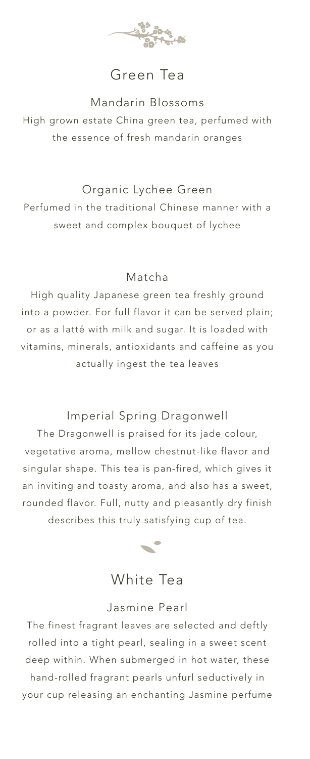## Green Tea

### Mandarin Blossoms

High grown estate China green tea, perfumed with the essence of fresh mandarin oranges

### Organic Lychee Green

Perfumed in the traditional Chinese manner with a sweet and complex bouquet of lychee

### Matcha

High quality Japanese green tea freshly ground into a powder. For full flavor it can be served plain; or as a latté with milk and sugar. It is loaded with vitamins, minerals, antioxidants and caffeine as you actually ingest the tea leaves

### Imperial Spring Dragonwell

The Dragonwell is praised for its jade colour, vegetative aroma, mellow chestnut-like flavor and singular shape. This tea is pan-fired, which gives it an inviting and toasty aroma, and also has a sweet, rounded flavor. Full, nutty and pleasantly dry finish describes this truly satisfying cup of tea.

## White Tea

### Jasmine Pearl

The finest fragrant leaves are selected and deftly rolled into a tight pearl, sealing in a sweet scent deep within. When submerged in hot water, these hand-rolled fragrant pearls unfurl seductively in your cup releasing an enchanting Jasmine perfume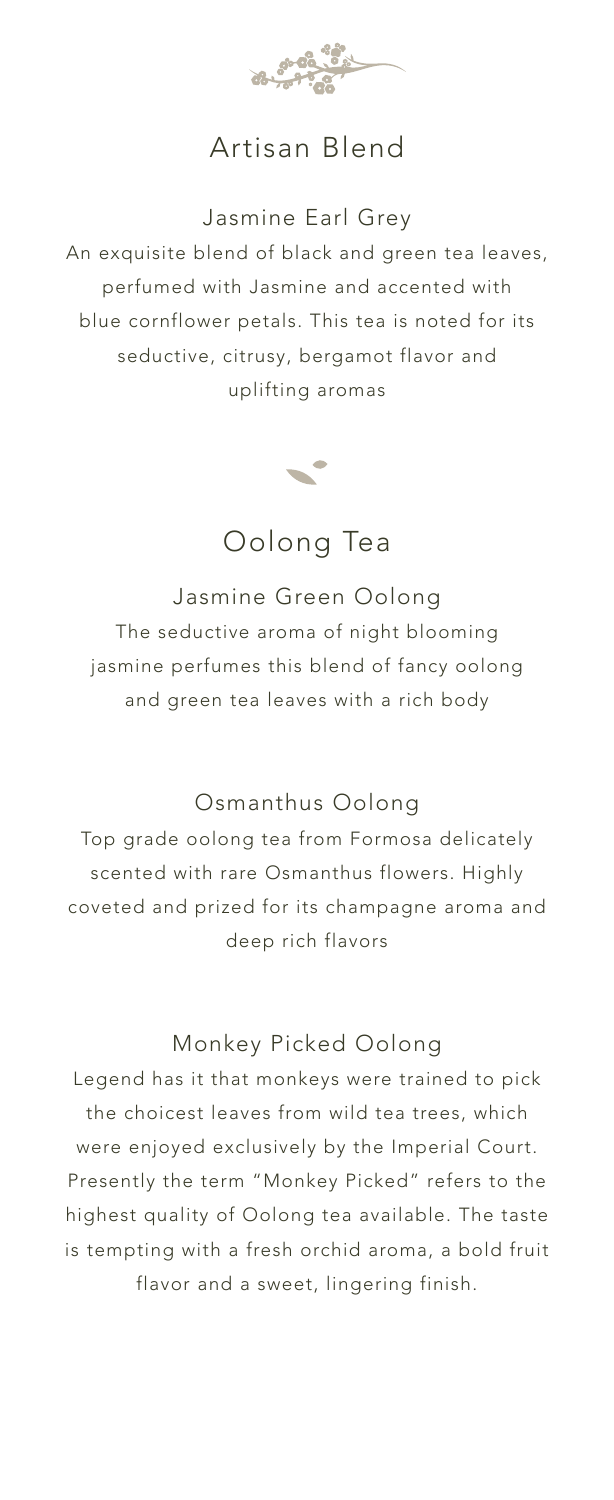## Artisan Blend

### Jasmine Earl Grey

An exquisite blend of black and green tea leaves, perfumed with Jasmine and accented with blue cornflower petals. This tea is noted for its seductive, citrusy, bergamot flavor and uplifting aromas

## Oolong Tea

### Jasmine Green Oolong

The seductive aroma of night blooming jasmine perfumes this blend of fancy oolong and green tea leaves with a rich body

### Osmanthus Oolong

Top grade oolong tea from Formosa delicately scented with rare Osmanthus flowers. Highly coveted and prized for its champagne aroma and deep rich flavors

### Monkey Picked Oolong

Legend has it that monkeys were trained to pick the choicest leaves from wild tea trees, which were enjoyed exclusively by the Imperial Court. Presently the term "Monkey Picked" refers to the highest quality of Oolong tea available. The taste is tempting with a fresh orchid aroma, a bold fruit flavor and a sweet, lingering finish.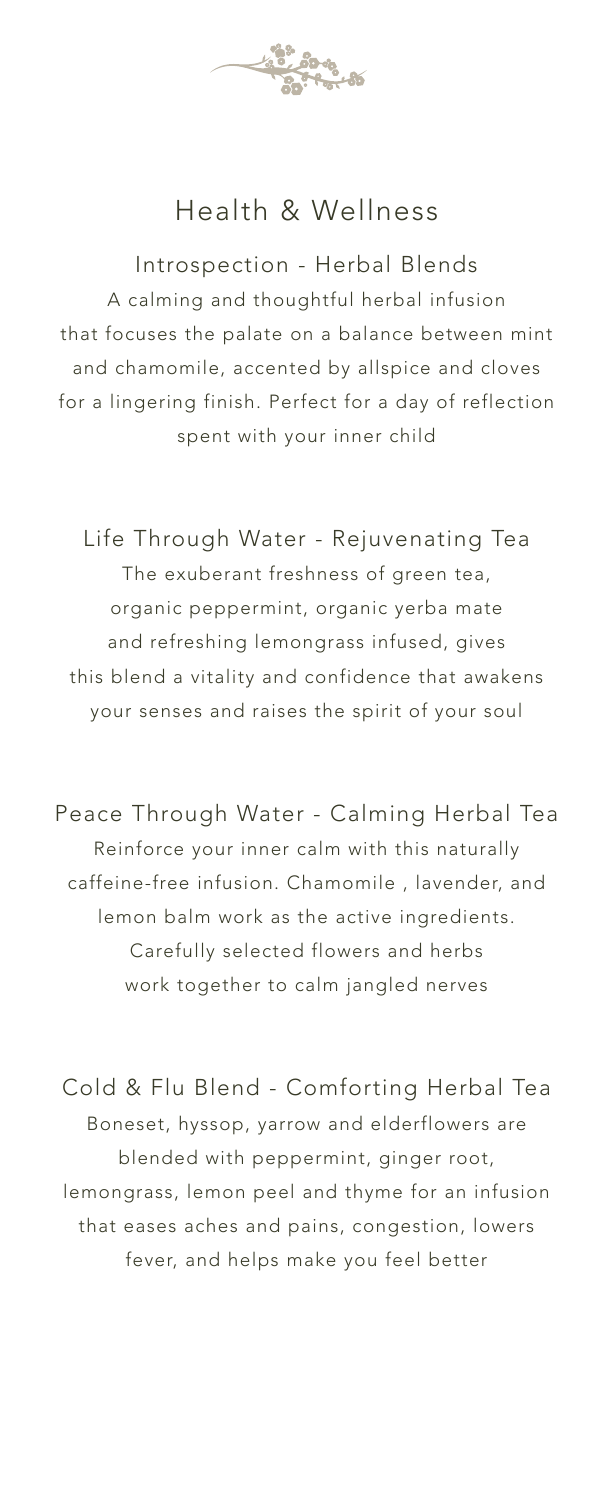## Health & Wellness

### Introspection - Herbal Blends

A calming and thoughtful herbal infusion that focuses the palate on a balance between mint and chamomile, accented by allspice and cloves for a lingering finish. Perfect for a day of reflection spent with your inner child

### Life Through Water - Rejuvenating Tea

The exuberant freshness of green tea, organic peppermint, organic yerba mate and refreshing lemongrass infused, gives this blend a vitality and confidence that awakens your senses and raises the spirit of your soul

### Peace Through Water - Calming Herbal Tea

Reinforce your inner calm with this naturally caffeine-free infusion. Chamomile , lavender, and lemon balm work as the active ingredients. Carefully selected flowers and herbs work together to calm jangled nerves

### Cold & Flu Blend - Comforting Herbal Tea

Boneset, hyssop, yarrow and elderflowers are blended with peppermint, ginger root, lemongrass, lemon peel and thyme for an infusion that eases aches and pains, congestion, lowers fever, and helps make you feel better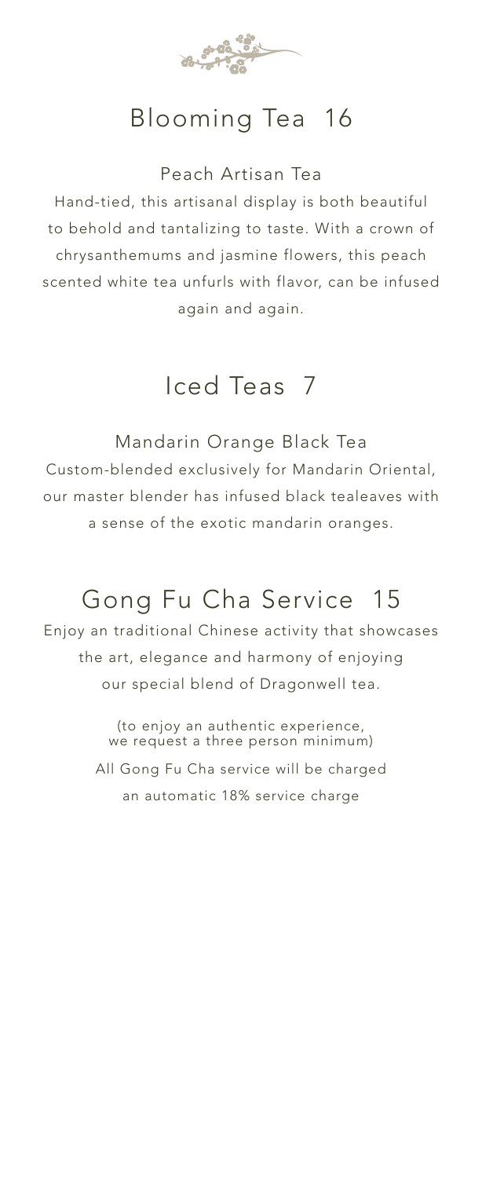## Blooming Tea 16

### Peach Artisan Tea

Hand-tied, this artisanal display is both beautiful to behold and tantalizing to taste. With a crown of chrysanthemums and jasmine flowers, this peach scented white tea unfurls with flavor, can be infused again and again.

## Iced Teas 7

### Mandarin Orange Black Tea

Custom-blended exclusively for Mandarin Oriental, our master blender has infused black tealeaves with a sense of the exotic mandarin oranges.

## Gong Fu Cha Service 15

Enjoy an traditional Chinese activity that showcases the art, elegance and harmony of enjoying our special blend of Dragonwell tea.

(to enjoy an authentic experience, we request a three person minimum)

All Gong Fu Cha service will be charged an automatic 18% service charge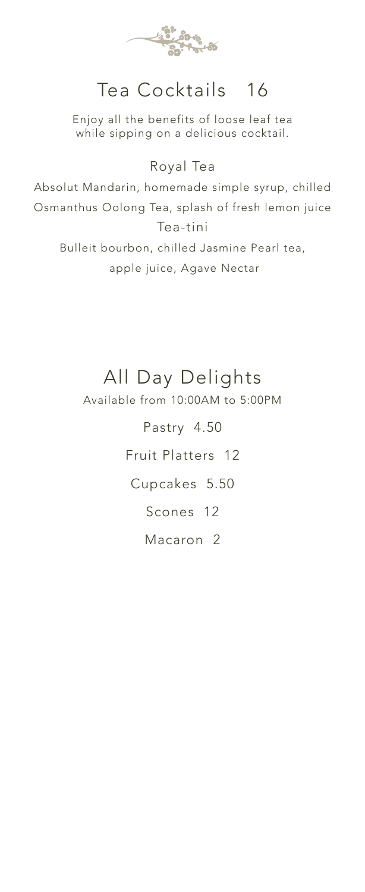# Tea Cocktails 16

Enjoy all the benefits of loose leaf tea while sipping on a delicious cocktail.

### Royal Tea

Absolut Mandarin, homemade simple syrup, chilled Osmanthus Oolong Tea, splash of fresh lemon juice

### Tea-tini

Bulleit bourbon, chilled Jasmine Pearl tea, apple juice, Agave Nectar

# All Day Delights

Available from 10:00AM to 5:00PM

Pastry 4.50

Fruit Platters 12

Cupcakes 5.50

Scones 12

Macaron 2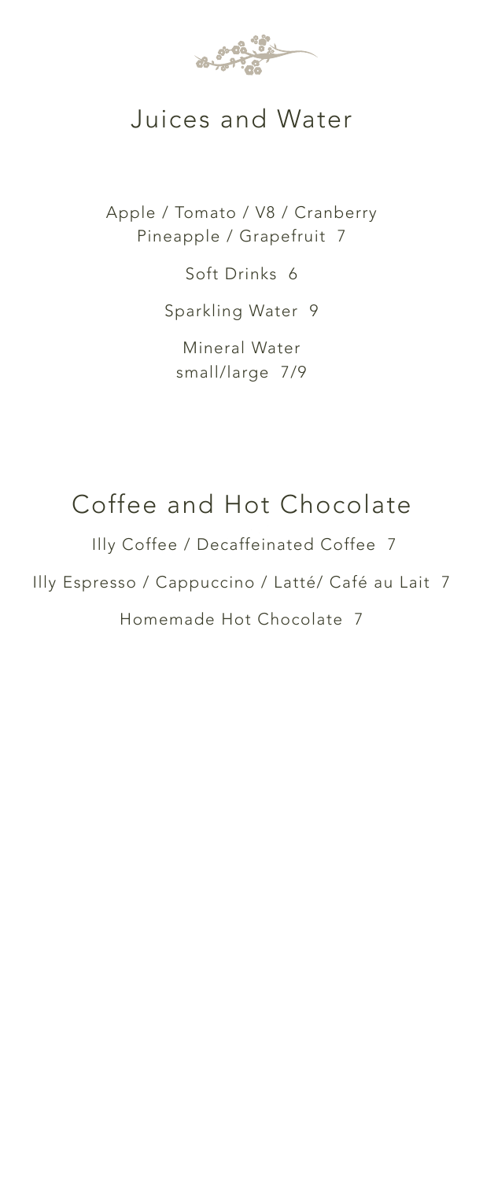## Juices and Water

Apple / Tomato / V8 / Cranberry
Pineapple / Grapefruit 7

Soft Drinks 6

Sparkling Water 9

Mineral Water
small/large 7/9

## Coffee and Hot Chocolate

Illy Coffee / Decaffeinated Coffee 7

Illy Espresso / Cappuccino / Latté/ Café au Lait 7

Homemade Hot Chocolate 7